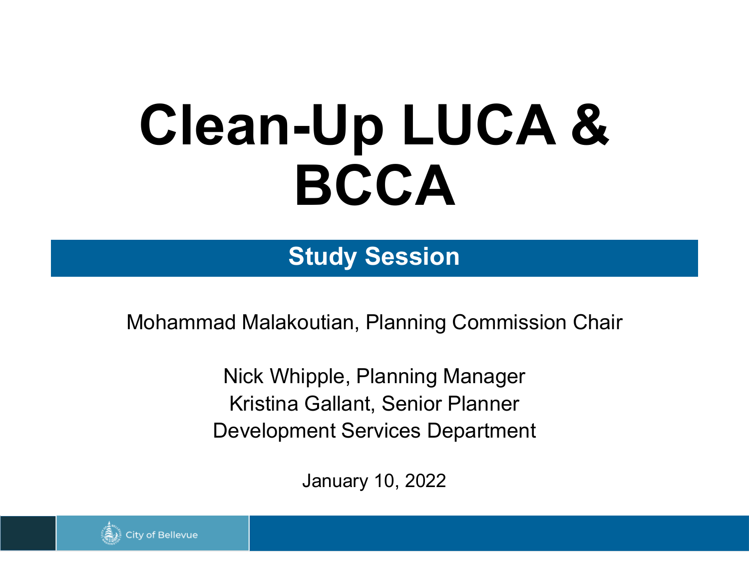# Clean-Up LUCA & BCCA

## Study Session

Mohammad Malakoutian, Planning Commission Chair

Nick Whipple, Planning Manager
Kristina Gallant, Senior Planner
Development Services Department

January 10, 2022

City of Bellevue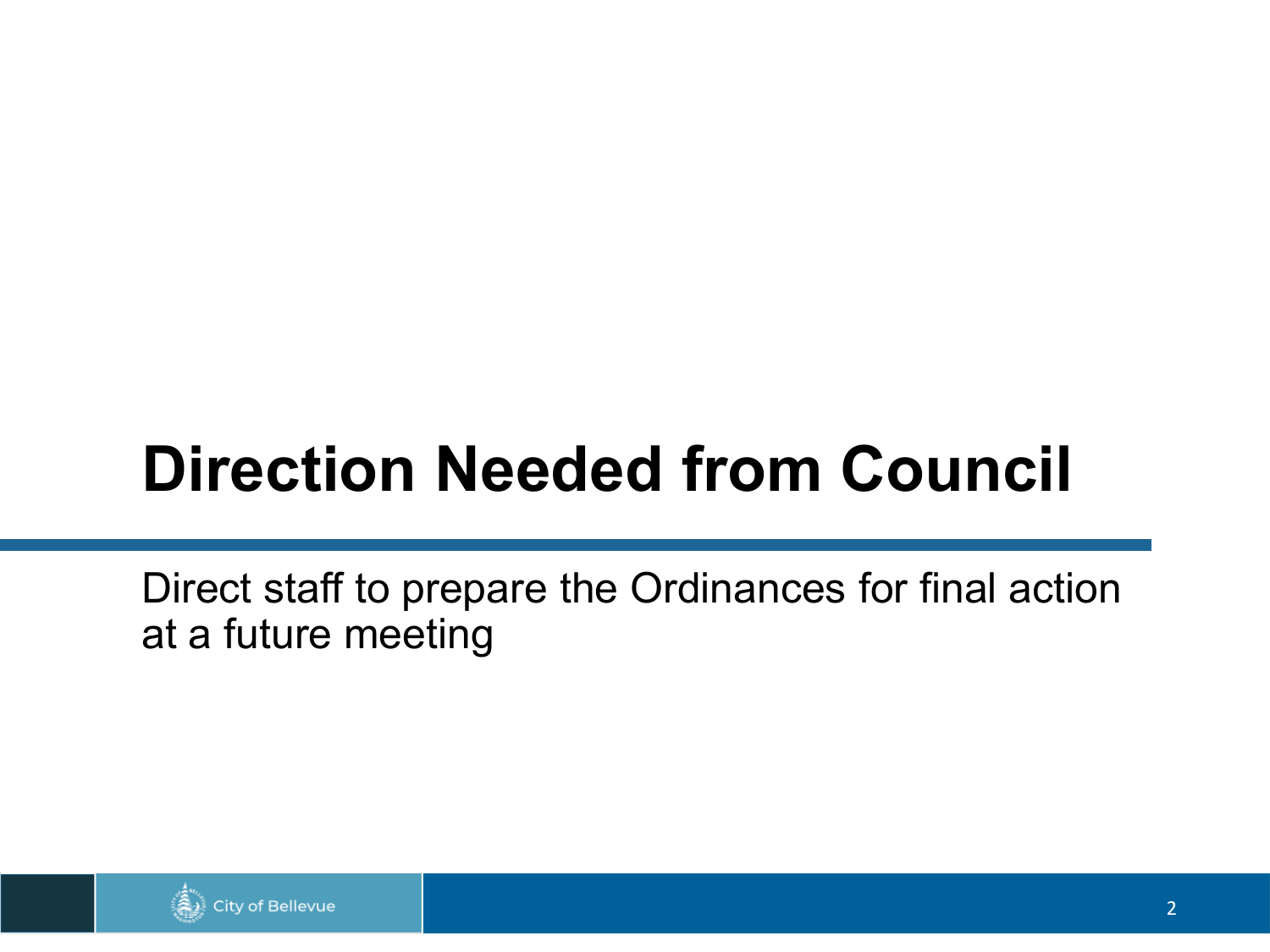# Direction Needed from Council

Direct staff to prepare the Ordinances for final action at a future meeting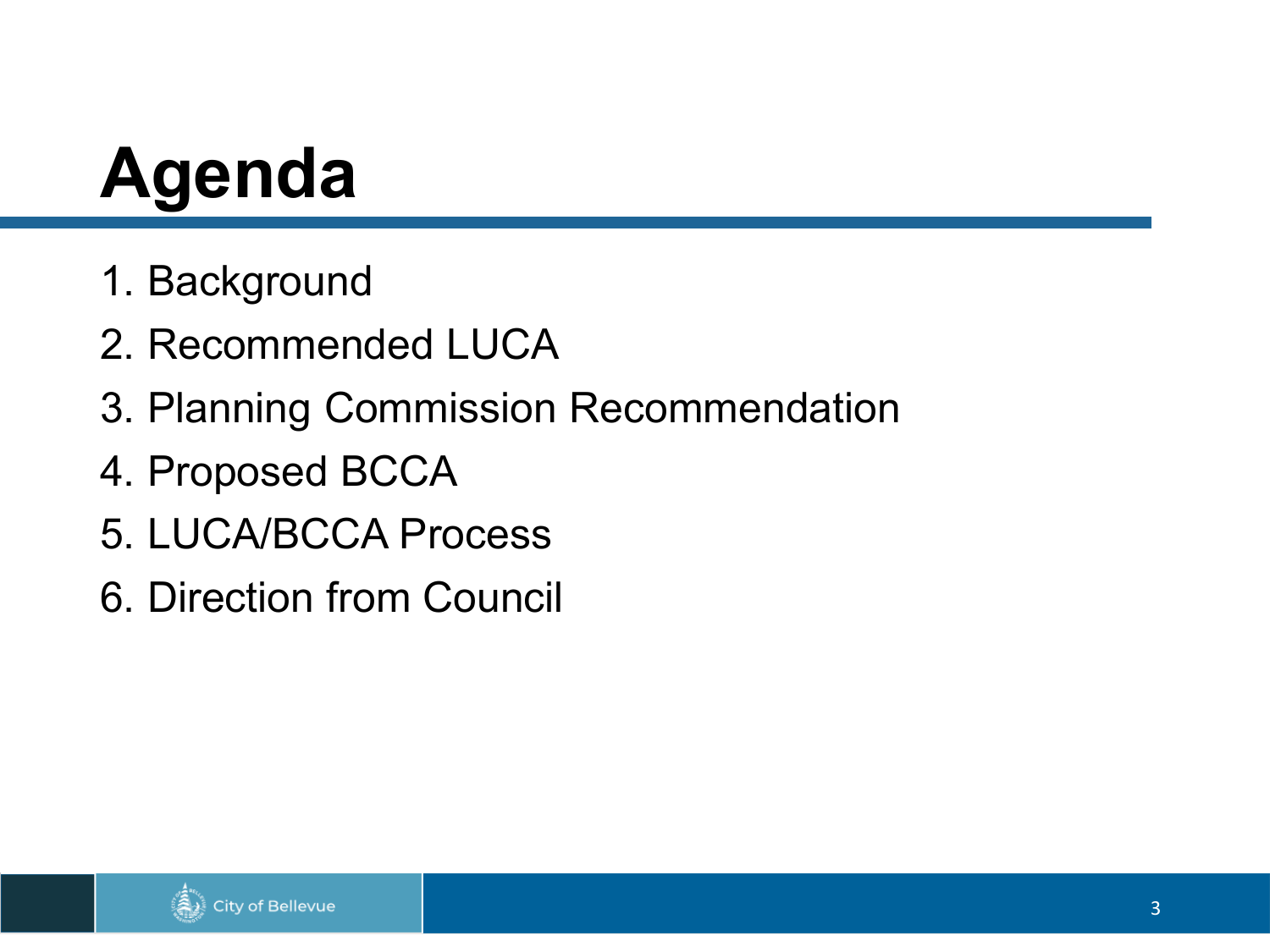# Agenda

1. Background
2. Recommended LUCA
3. Planning Commission Recommendation
4. Proposed BCCA
5. LUCA/BCCA Process
6. Direction from Council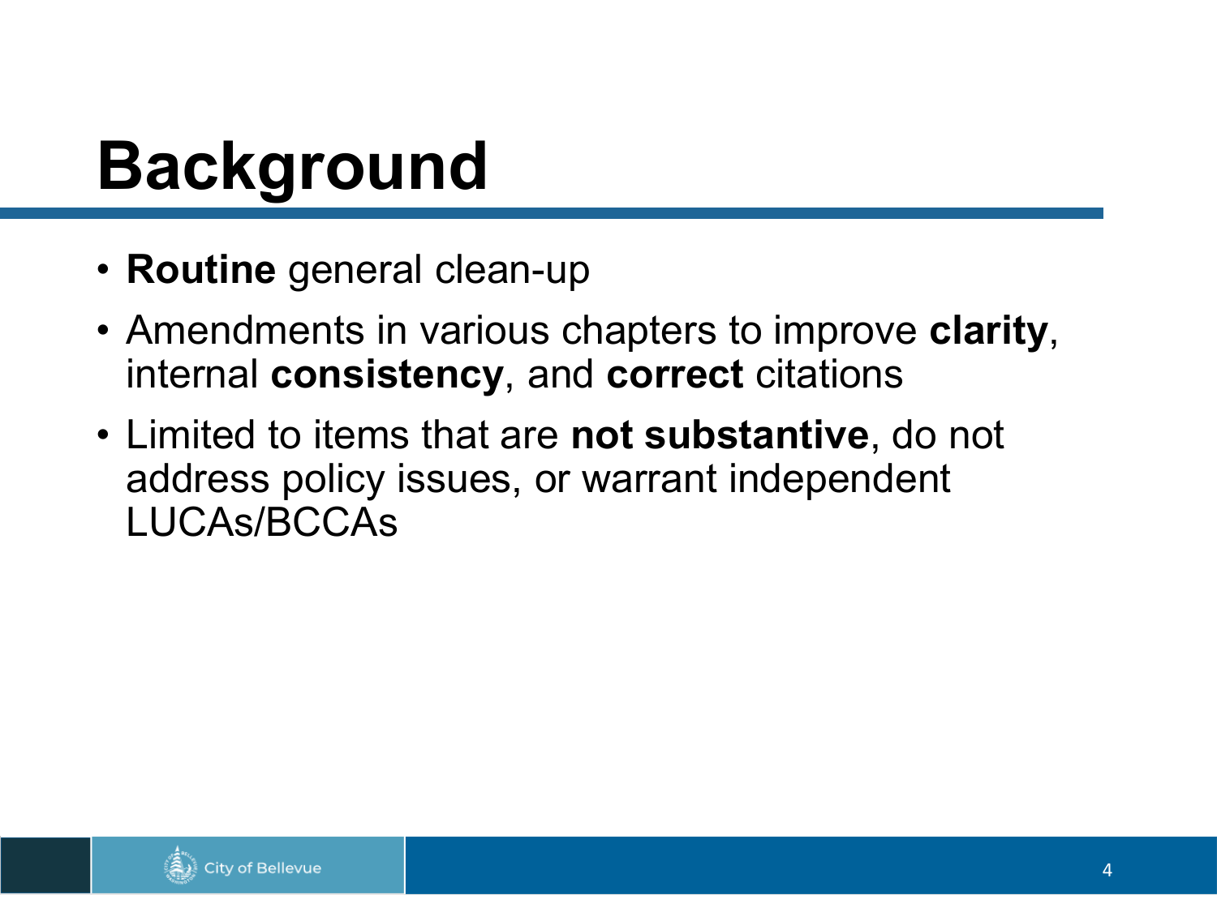# Background

- **Routine** general clean-up
- Amendments in various chapters to improve **clarity**, internal **consistency**, and **correct** citations
- Limited to items that are **not substantive**, do not address policy issues, or warrant independent LUCAs/BCCAs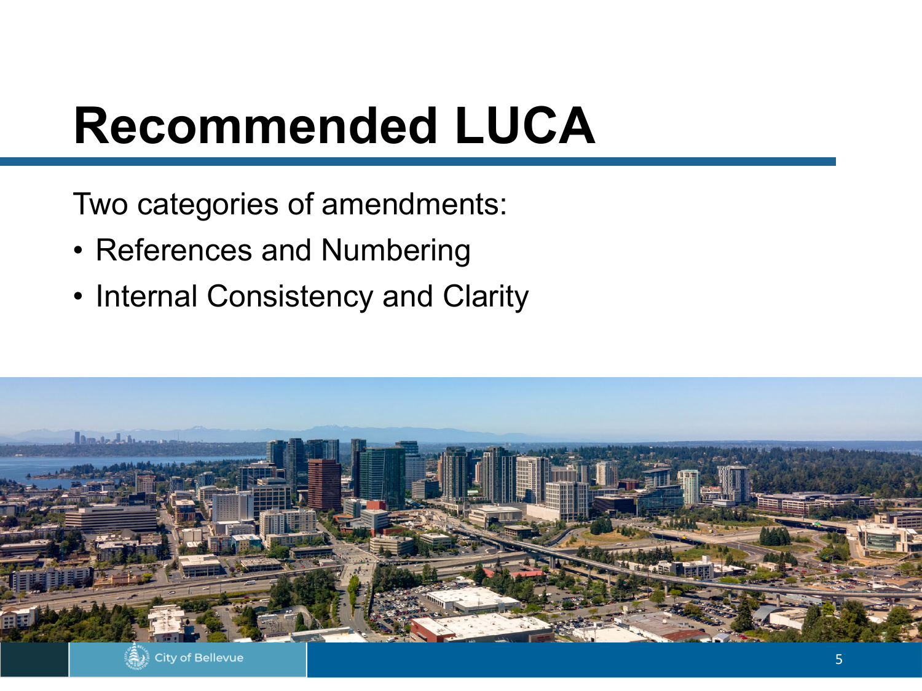# Recommended LUCA

Two categories of amendments:

- References and Numbering
- Internal Consistency and Clarity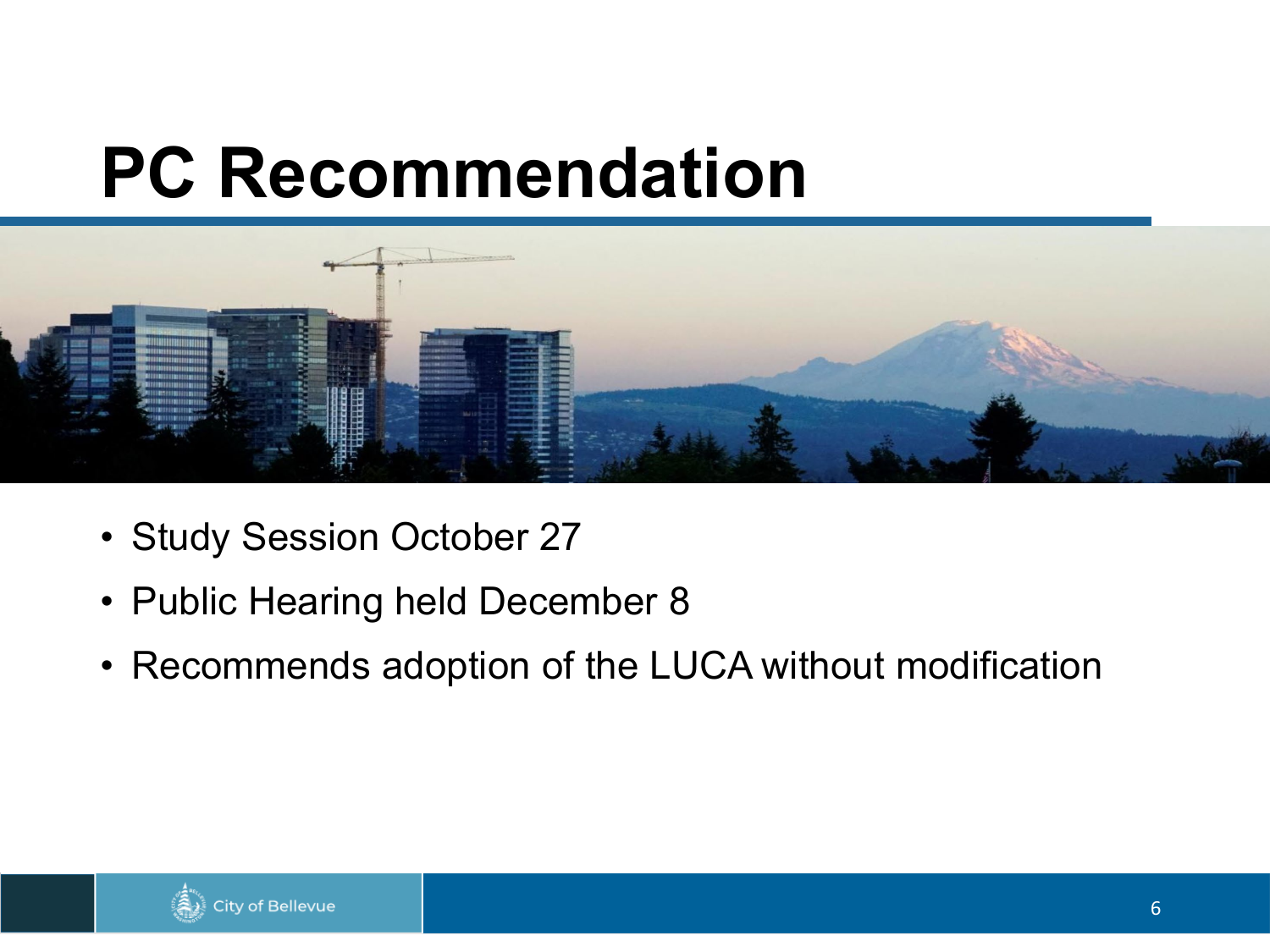# PC Recommendation

- Study Session October 27
- Public Hearing held December 8
- Recommends adoption of the LUCA without modification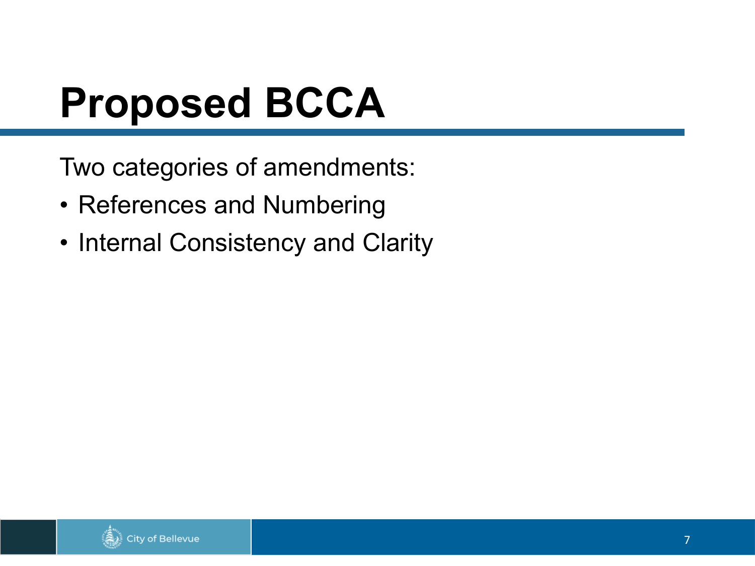# Proposed BCCA

Two categories of amendments:

- References and Numbering
- Internal Consistency and Clarity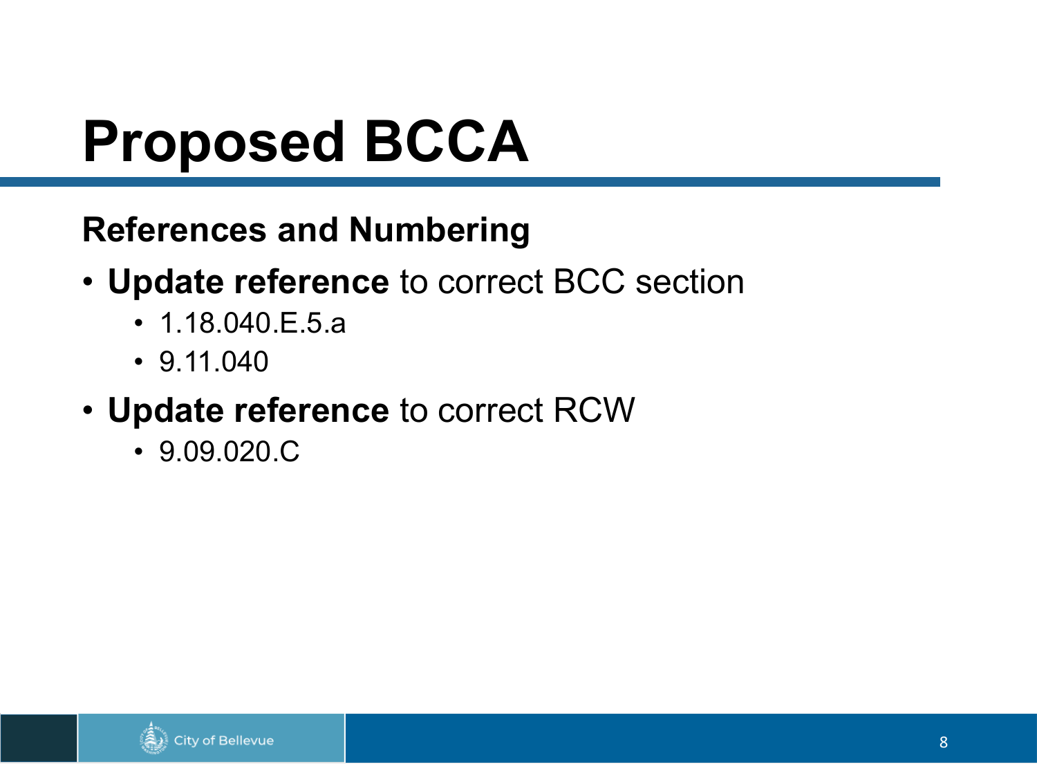# Proposed BCCA

## References and Numbering

- **Update reference** to correct BCC section
  - 1.18.040.E.5.a
  - 9.11.040
- **Update reference** to correct RCW
  - 9.09.020.C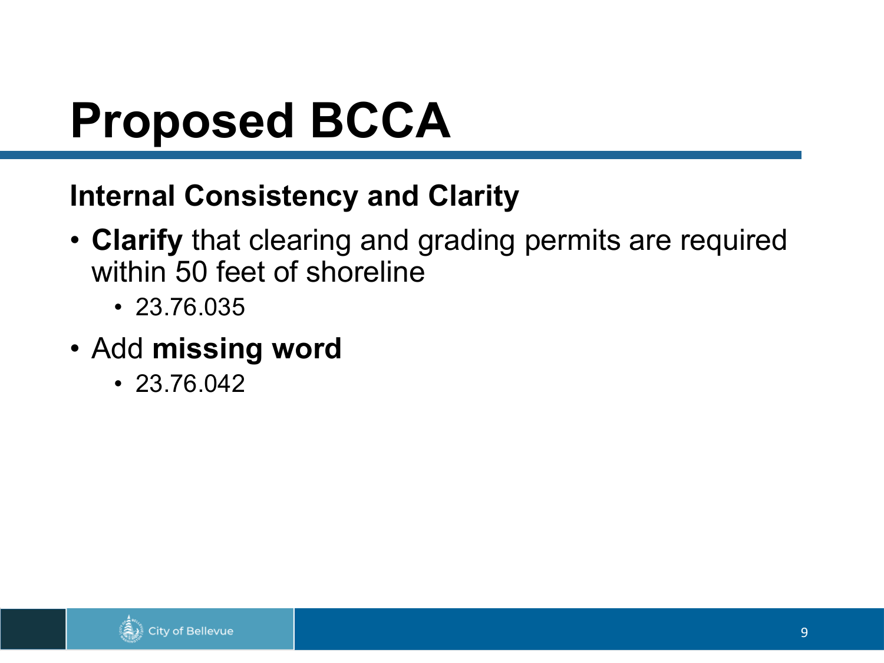# Proposed BCCA

## Internal Consistency and Clarity

- **Clarify** that clearing and grading permits are required within 50 feet of shoreline
  - 23.76.035
- Add **missing word**
  - 23.76.042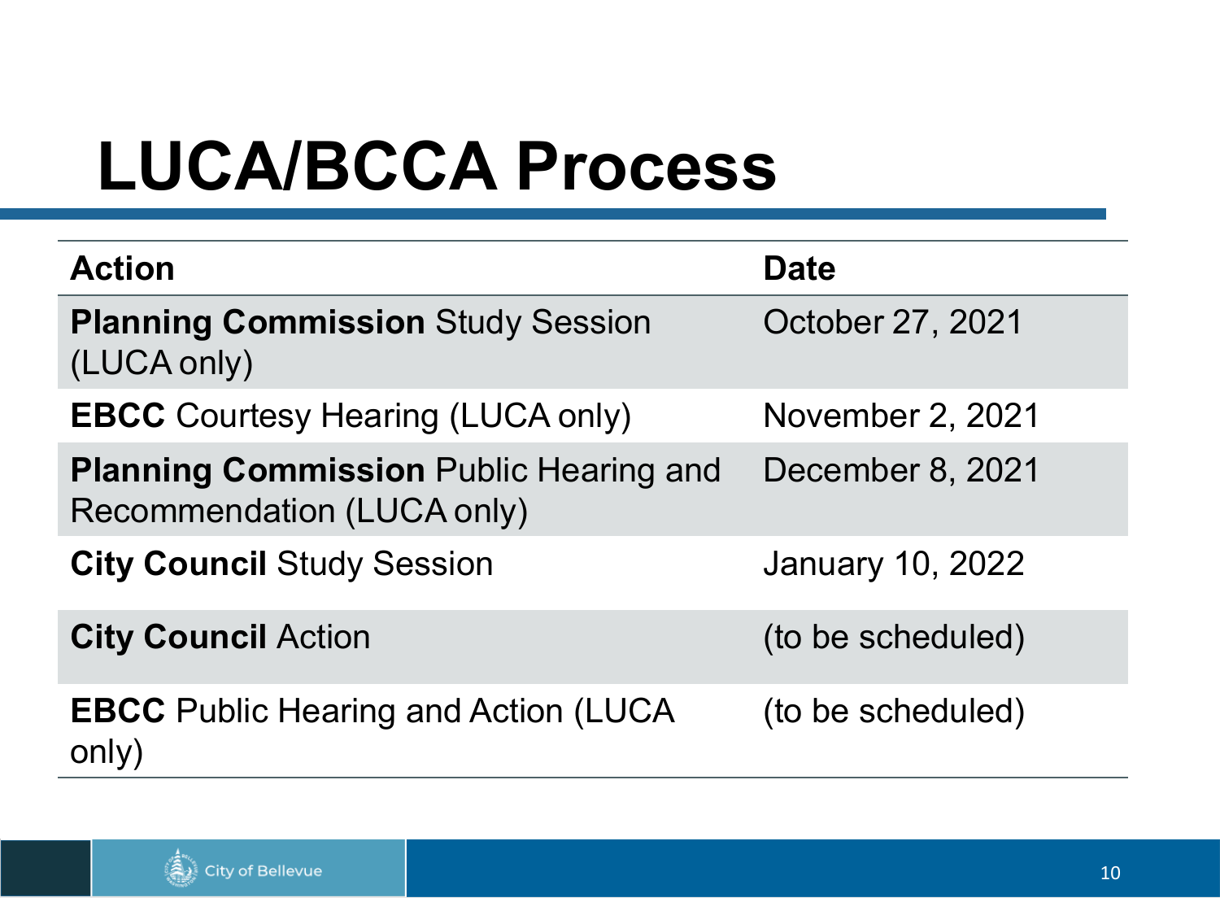# LUCA/BCCA Process

| Action | Date |
| --- | --- |
| **Planning Commission** Study Session (LUCA only) | October 27, 2021 |
| **EBCC** Courtesy Hearing (LUCA only) | November 2, 2021 |
| **Planning Commission** Public Hearing and Recommendation (LUCA only) | December 8, 2021 |
| **City Council** Study Session | January 10, 2022 |
| **City Council** Action | (to be scheduled) |
| **EBCC** Public Hearing and Action (LUCA only) | (to be scheduled) |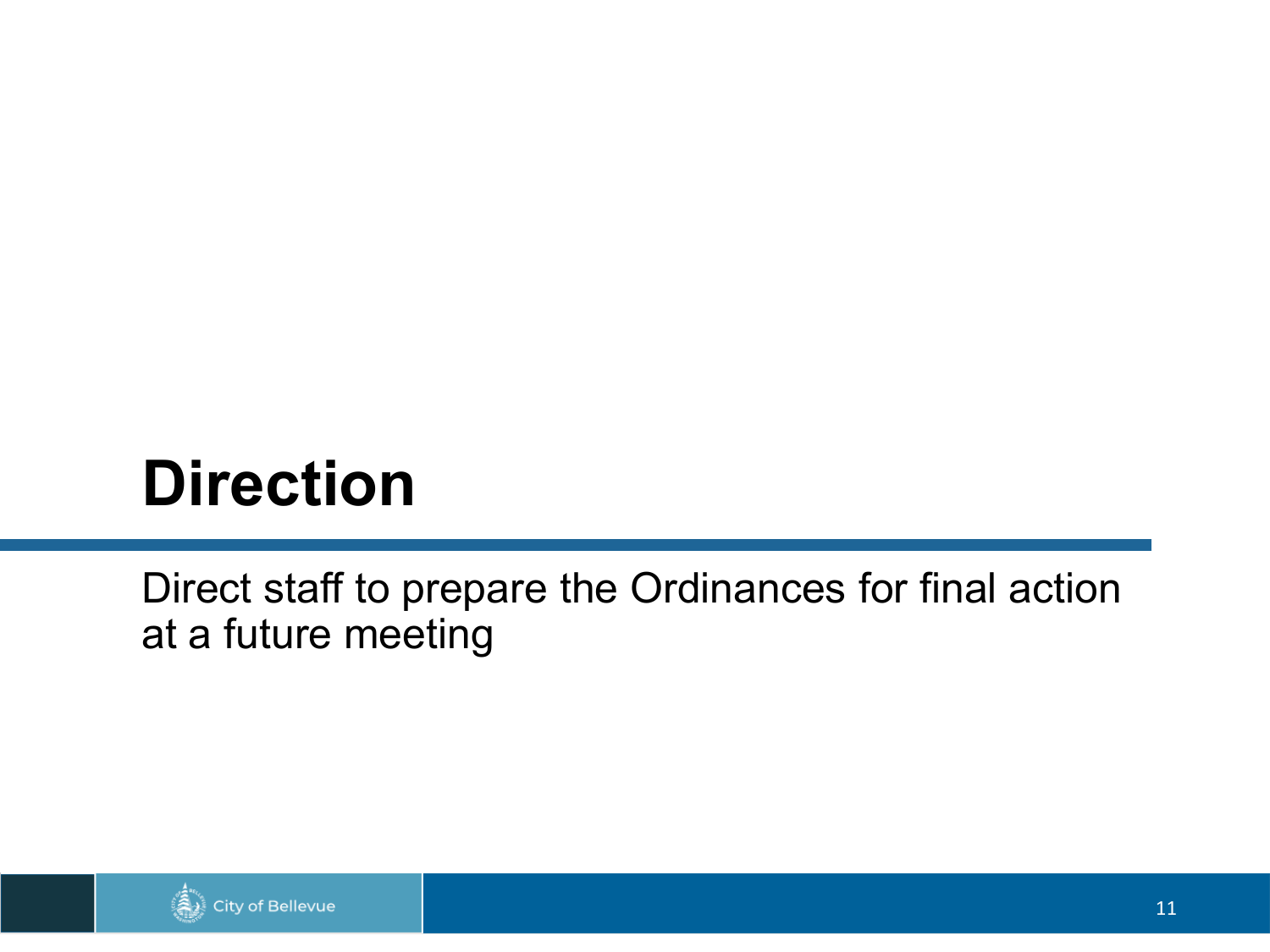# Direction

Direct staff to prepare the Ordinances for final action at a future meeting